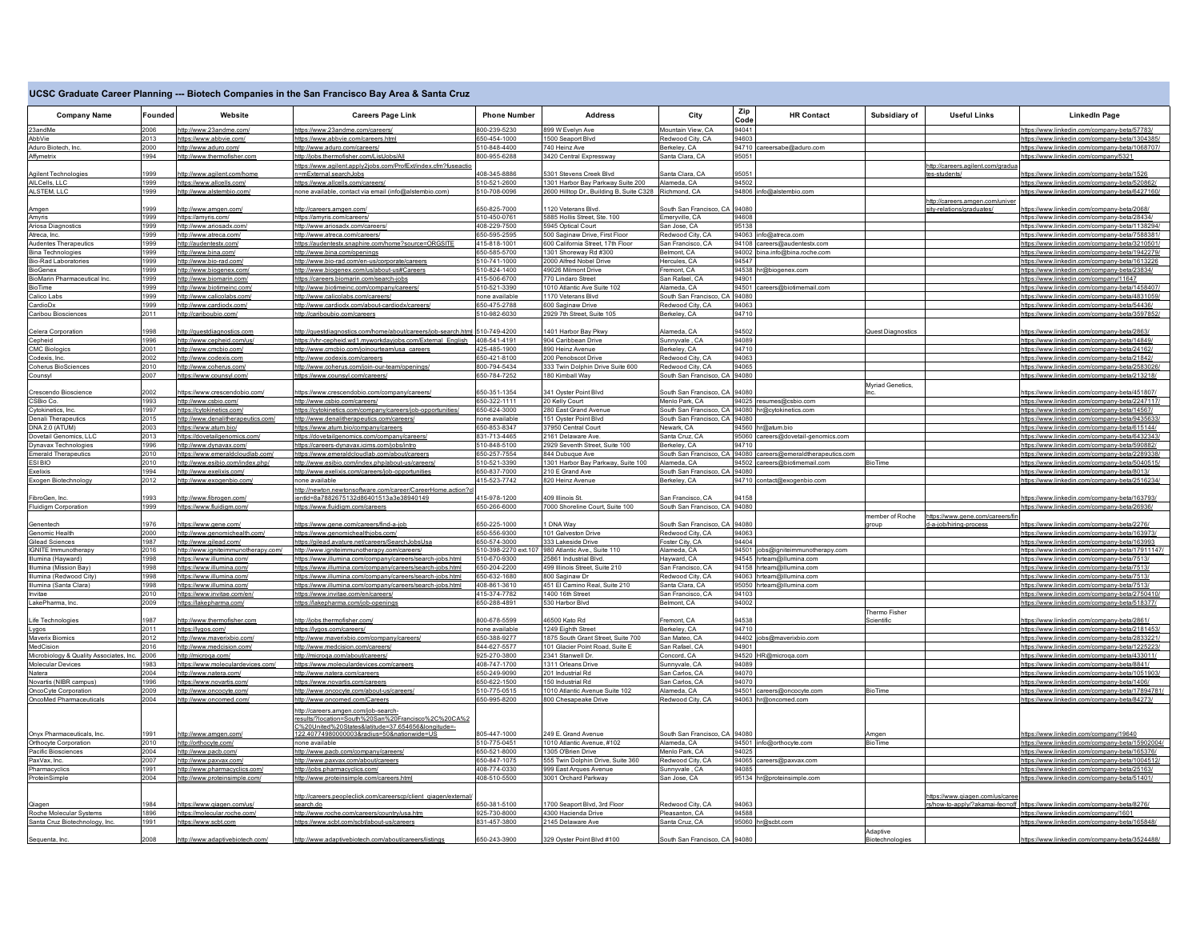# UCSC Graduate Career Planning --- Biotech Companies in the San Francisco Bay Area & Santa Cruz

| Company Name | Founded | Website | Careers Page Link | Phone Number | Address | City | Zip Code | HR Contact | Subsidiary of | Useful Links | LinkedIn Page |
|---|---|---|---|---|---|---|---|---|---|---|---|
| 23andMe | 2006 | http://www.23andme.com/ | https://www.23andme.com/careers/ | 800-239-5230 | 899 W Evelyn Ave | Mountain View, CA | 94041 | | | | https://www.linkedin.com/company-beta/57783/ |
| AbbVie | 2013 | https://www.abbvie.com/ | https://www.abbvie.com/careers.html | 650-454-1000 | 1500 Seaport Blvd | Redwood City, CA | 94603 | | | | https://www.linkedin.com/company-beta/1304385/ |
| Aduro Biotech, Inc. | 2000 | http://www.aduro.com/ | http://www.aduro.com/careers/ | 510-848-4400 | 740 Heinz Ave | Berkeley, CA | 94710 | careersabe@aduro.com | | | https://www.linkedin.com/company-beta/1068707/ |
| Affymetrix | 1994 | http://www.thermofisher.com | http://jobs.thermofisher.com/ListJobs/All | 800-955-6288 | 3420 Central Expressway | Santa Clara, CA | 95051 | | | | https://www.linkedin.com/company/5321 |
| Agilent Technologies | 1999 | http://www.agilent.com/home | https://www.agilent.apply2jobs.com/ProfExt/index.cfm?fuseaction=mExternal.searchJobs | 408-345-8886 | 5301 Stevens Creek Blvd | Santa Clara, CA | 95051 | | | http://careers.agilent.com/graduates-students/ | https://www.linkedin.com/company-beta/1526 |
| AllCells, LLC | 1999 | https://www.allcells.com/ | https://www.allcells.com/careers/ | 510-521-2600 | 1301 Harbor Bay Parkway Suite 200 | Alameda, CA | 94502 | | | | https://www.linkedin.com/company-beta/520862/ |
| ALSTEM, LLC | 1999 | http://www.alstembio.com/ | none available, contact via email (info@alstembio.com) | 510-708-0096 | 2600 Hilltop Dr., Building B, Suite C328 | Richmond, CA | 94806 | info@alstembio.com | | | https://www.linkedin.com/company-beta/6427160/ |
| Amgen | 1999 | http://www.amgen.com/ | http://careers.amgen.com/ | 650-825-7000 | 1120 Veterans Blvd. | South San Francisco, CA | 94080 | | | http://careers.amgen.com/university-relations/graduates/ | https://www.linkedin.com/company-beta/2068/ |
| Amyris | 1999 | https://amyris.com/ | https://amyris.com/careers/ | 510-450-0761 | 5885 Hollis Street, Ste. 100 | Emeryville, CA | 94608 | | | | https://www.linkedin.com/company-beta/28434/ |
| Ariosa Diagnostics | 1999 | http://www.ariosadx.com/ | http://www.ariosadx.com/careers/ | 408-229-7500 | 5945 Optical Court | San Jose, CA | 95138 | | | | https://www.linkedin.com/company-beta/1138294/ |
| Atreca, Inc. | 1999 | http://www.atreca.com/ | http://www.atreca.com/careers/ | 650-595-2595 | 500 Saginaw Drive, First Floor | Redwood City, CA | 94063 | info@atreca.com | | | https://www.linkedin.com/company-beta/7588381/ |
| Audentes Therapeutics | 1999 | http://audentestx.com/ | https://audentestx.snaphire.com/home?source=ORGSITE | 415-818-1001 | 600 California Street, 17th Floor | San Francisco, CA | 94108 | careers@audentestx.com | | | https://www.linkedin.com/company-beta/3210501/ |
| Bina Technologies | 1999 | http://www.bina.com/ | http://www.bina.com/openings | 650-585-5700 | 1301 Shoreway Rd #300 | Belmont, CA | 94002 | bina.info@bina.roche.com | | | https://www.linkedin.com/company-beta/1942279/ |
| Bio-Rad Laboratories | 1999 | http://www.bio-rad.com/ | http://www.bio-rad.com/en-us/corporate/careers | 510-741-1000 | 2000 Alfred Nobel Drive | Hercules, CA | 94547 | | | | https://www.linkedin.com/company-beta/1613226 |
| BioGenex | 1999 | http://www.biogenex.com/ | http://www.biogenex.com/us/about-us#Careers | 510-824-1400 | 49026 Milmont Drive | Fremont, CA | 94538 | hr@biogenex.com | | | https://www.linkedin.com/company-beta/23834/ |
| BioMarin Pharmaceutical Inc. | 1999 | http://www.biomarin.com/ | https://careers.biomarin.com/search-jobs | 415-506-6700 | 770 Lindaro Street | San Rafael, CA | 94901 | | | | https://www.linkedin.com/company/11647 |
| BioTime | 1999 | http://www.biotimeinc.com/ | http://www.biotimeinc.com/company/careers/ | 510-521-3390 | 1010 Atlantic Ave Suite 102 | Alameda, CA | 94501 | careers@biotimemail.com | | | https://www.linkedin.com/company-beta/1458407/ |
| Calico Labs | 1999 | http://www.calicolabs.com/ | http://www.calicolabs.com/careers/ | none available | 1170 Veterans Blvd | South San Francisco, CA | 94080 | | | | https://www.linkedin.com/company-beta/4831059/ |
| CardioDx | 1999 | http://www.cardiodx.com/ | http://www.cardiodx.com/about-cardiodx/careers/ | 650-475-2788 | 600 Saginaw Drive | Redwood City, CA | 94063 | | | | https://www.linkedin.com/company-beta/54436/ |
| Caribou Biosciences | 2011 | http://cariboubio.com/ | http://cariboubio.com/careers | 510-982-6030 | 2929 7th Street, Suite 105 | Berkeley, CA | 94710 | | | | https://www.linkedin.com/company-beta/3597852/ |
| Celera Corporation | 1998 | http://questdiagnostics.com | http://questdiagnostics.com/home/about/careers/job-search.html | 510-749-4200 | 1401 Harbor Bay Pkwy | Alameda, CA | 94502 | | Quest Diagnostics | | https://www.linkedin.com/company-beta/2863/ |
| Cepheid | 1996 | http://www.cepheid.com/us/ | https://vhr-cepheid.wd1.myworkdayjobs.com/External_English | 408-541-4191 | 904 Caribbean Drive | Sunnyvale , CA | 94089 | | | | https://www.linkedin.com/company-beta/14849/ |
| CMC Biologics | 2001 | http://www.cmcbio.com/ | http://www.cmcbio.com/joinourteam/usa_careers | 425-485-1900 | 890 Heinz Avenue | Berkeley, CA | 94710 | | | | https://www.linkedin.com/company-beta/24162/ |
| Codexis, Inc. | 2002 | http://www.codexis.com | http://www.codexis.com/careers | 650-421-8100 | 200 Penobscot Drive | Redwood City, CA | 94063 | | | | https://www.linkedin.com/company-beta/21842/ |
| Coherus BioSciences | 2010 | http://www.coherus.com/ | http://www.coherus.com/join-our-team/openings/ | 800-794-5434 | 333 Twin Dolphin Drive Suite 600 | Redwood City, CA | 94065 | | | | https://www.linkedin.com/company-beta/2583026/ |
| Counsyl | 2007 | https://www.counsyl.com/ | https://www.counsyl.com/careers/ | 650-784-7252 | 180 Kimball Way | South San Francisco, CA | 94080 | | | | https://www.linkedin.com/company-beta/213218/ |
| Crescendo Bioscience | 2002 | https://www.crescendobio.com/ | https://www.crescendobio.com/company/careers/ | 650-351-1354 | 341 Oyster Point Blvd | South San Francisco, CA | 94080 | | Myriad Genetics, Inc. | | https://www.linkedin.com/company-beta/451807/ |
| CSBio Co. | 1993 | http://www.csbio.com/ | http://www.csbio.com/careers/ | 650-322-1111 | 20 Kelly Court | Menlo Park, CA | 94025 | resumes@csbio.com | | | https://www.linkedin.com/company-beta/2247117/ |
| Cytokinetics, Inc. | 1997 | https://cytokinetics.com/ | https://cytokinetics.com/company/careers/job-opportunities/ | 650-624-3000 | 280 East Grand Avenue | South San Francisco, CA | 94080 | hr@cytokinetics.com | | | https://www.linkedin.com/company-beta/14567/ |
| Denali Therapeutics | 2015 | http://www.denalitherapeutics.com/ | http://www.denalitherapeutics.com/careers/ | none available | 151 Oyster Point Blvd | South San Francisco, CA | 94080 | | | | https://www.linkedin.com/company-beta/9435633/ |
| DNA 2.0 (ATUM) | 2003 | https://www.atum.bio/ | https://www.atum.bio/company/careers | 650-853-8347 | 37950 Central Court | Newark, CA | 94560 | hr@atum.bio | | | https://www.linkedin.com/company-beta/615144/ |
| Dovetail Genomics, LLC | 2013 | https://dovetailgenomics.com/ | https://dovetailgenomics.com/company/careers/ | 831-713-4465 | 2161 Delaware Ave. | Santa Cruz, CA | 95060 | careers@dovetail-genomics.com | | | https://www.linkedin.com/company-beta/6432343/ |
| Dynavax Technologies | 1996 | http://www.dynavax.com/ | https://careers-dynavax.icims.com/jobs/intro | 510-848-5100 | 2929 Seventh Street, Suite 100 | Berkeley, CA | 94710 | | | | https://www.linkedin.com/company-beta/590882/ |
| Emerald Therapeutics | 2010 | https://www.emeraldcloudlab.com/ | https://www.emeraldcloudlab.com/about/careers | 650-257-7554 | 844 Dubuque Ave | South San Francisco, CA | 94080 | careers@emeraldtherapeutics.com | | | https://www.linkedin.com/company-beta/2289338/ |
| ESI BIO | 2010 | http://www.esibio.com/index.php/ | http://www.esibio.com/index.php/about-us/careers/ | 510-521-3390 | 1301 Harbor Bay Parkway, Suite 100 | Alameda, CA | 94502 | careers@biotimemail.com | BioTime | | https://www.linkedin.com/company-beta/5040515/ |
| Exelixis | 1994 | http://www.exelixis.com/ | http://www.exelixis.com/careers/job-opportunities | 650-837-7000 | 210 E Grand Ave | South San Francisco, CA | 94080 | | | | https://www.linkedin.com/company-beta/8013/ |
| Exogen Biotechnology | 2012 | http://www.exogenbio.com/ | none available | 415-523-7742 | 820 Heinz Avenue | Berkeley, CA | 94710 | contact@exogenbio.com | | | https://www.linkedin.com/company-beta/2516234/ |
| FibroGen, Inc. | 1993 | http://www.fibrogen.com/ | http://newton.newtonsoftware.com/career/CareerHome.action?clientId=8a7882675132d86401513a3e38940149 | 415-978-1200 | 409 Illinois St. | San Francisco, CA | 94158 | | | | https://www.linkedin.com/company-beta/163793/ |
| Fluidigm Corporation | 1999 | https://www.fluidigm.com/ | https://www.fluidigm.com/careers | 650-266-6000 | 7000 Shoreline Court, Suite 100 | South San Francisco, CA | 94080 | | | | https://www.linkedin.com/company-beta/26936/ |
| Genentech | 1976 | https://www.gene.com/ | https://www.gene.com/careers/find-a-job | 650-225-1000 | 1 DNA Way | South San Francisco, CA | 94080 | | member of Roche group | https://www.gene.com/careers/find-a-job/hiring-process | https://www.linkedin.com/company-beta/2276/ |
| Genomic Health | 2000 | http://www.genomichealth.com/ | https://www.genomichealthjobs.com/ | 650-556-9300 | 101 Galveston Drive | Redwood City, CA | 94063 | | | | https://www.linkedin.com/company-beta/163973/ |
| Gilead Sciences | 1987 | http://www.gilead.com/ | https://gilead.avature.net/careers/SearchJobsUsa | 650-574-3000 | 333 Lakeside Drive | Foster City, CA | 94404 | | | | https://www.linkedin.com/company-beta/163993 |
| IGNITE Immunotherapy | 2016 | http://www.igniteimmunotherapy.com/ | http://www.igniteimmunotherapy.com/careers/ | 510-398-2270 ext.107 | 980 Atlantic Ave., Suite 110 | Alameda, CA | 94501 | jobs@igniteimmunotherapy.com | | | https://www.linkedin.com/company-beta/17911147/ |
| Illumina (Hayward) | 1998 | https://www.illumina.com/ | https://www.illumina.com/company/careers/search-jobs.html | 510-670-9300 | 25861 Industrial Blvd. | Hayward, CA | 94545 | hrteam@illumina.com | | | https://www.linkedin.com/company-beta/7513/ |
| Illumina (Mission Bay) | 1998 | https://www.illumina.com/ | https://www.illumina.com/company/careers/search-jobs.html | 650-204-2200 | 499 Illinois Street, Suite 210 | San Francisco, CA | 94158 | hrteam@illumina.com | | | https://www.linkedin.com/company-beta/7513/ |
| Illumina (Redwood City) | 1998 | https://www.illumina.com/ | https://www.illumina.com/company/careers/search-jobs.html | 650-632-1680 | 800 Saginaw Dr | Redwood City, CA | 94063 | hrteam@illumina.com | | | https://www.linkedin.com/company-beta/7513/ |
| Illumina (Santa Clara) | 1998 | https://www.illumina.com/ | https://www.illumina.com/company/careers/search-jobs.html | 408-861-3610 | 451 El Camino Real, Suite 210 | Santa Clara, CA | 95050 | hrteam@illumina.com | | | https://www.linkedin.com/company-beta/7513/ |
| Invitae | 2010 | https://www.invitae.com/en/ | https://www.invitae.com/en/careers/ | 415-374-7782 | 1400 16th Street | San Francisco, CA | 94103 | | | | https://www.linkedin.com/company-beta/2750410/ |
| LakePharma, Inc. | 2009 | https://lakepharma.com/ | https://lakepharma.com/job-openings | 650-288-4891 | 530 Harbor Blvd | Belmont, CA | 94002 | | | | https://www.linkedin.com/company-beta/518377/ |
| Life Technologies | 1987 | http://www.thermofisher.com | http://jobs.thermofisher.com/ | 800-678-5599 | 46500 Kato Rd | Fremont, CA | 94538 | | Thermo Fisher Scientific | | https://www.linkedin.com/company-beta/2861/ |
| Lygos | 2011 | https://lygos.com/ | https://lygos.com/careers/ | none available | 1249 Eighth Street | Berkeley, CA | 94710 | | | | https://www.linkedin.com/company-beta/2181453/ |
| Maverix Biomics | 2012 | http://www.maverixbio.com/ | http://www.maverixbio.com/company/careers/ | 650-388-9277 | 1875 South Grant Street, Suite 700 | San Mateo, CA | 94402 | jobs@maverixbio.com | | | https://www.linkedin.com/company-beta/2833221/ |
| MedCision | 2016 | http://www.medcision.com/ | http://www.medcision.com/careers/ | 844-627-5577 | 101 Glacier Point Road, Suite E | San Rafael, CA | 94901 | | | | https://www.linkedin.com/company-beta/1225223/ |
| Microbiology & Quality Associates, Inc. | 2006 | http://microqa.com/ | http://microqa.com/about/careers/ | 925-270-3800 | 2341 Stanwell Dr. | Concord, CA | 94520 | HR@microqa.com | | | https://www.linkedin.com/company-beta/433011/ |
| Molecular Devices | 1983 | https://www.moleculardevices.com/ | https://www.moleculardevices.com/careers | 408-747-1700 | 1311 Orleans Drive | Sunnyvale, CA | 94089 | | | | https://www.linkedin.com/company-beta/8841/ |
| Natera | 2004 | http://www.natera.com/ | http://www.natera.com/careers | 650-249-9090 | 201 Industrial Rd | San Carlos, CA | 94070 | | | | https://www.linkedin.com/company-beta/1051903/ |
| Novartis (NIBR campus) | 1996 | https://www.novartis.com/ | https://www.novartis.com/careers | 650-622-1500 | 150 Industrial Rd | San Carlos, CA | 94070 | | | | https://www.linkedin.com/company-beta/1406/ |
| OncoCyte Corporation | 2009 | http://www.oncocyte.com/ | http://www.oncocyte.com/about-us/careers/ | 510-775-0515 | 1010 Atlantic Avenue Suite 102 | Alameda, CA | 94501 | careers@oncocyte.com | BioTime | | https://www.linkedin.com/company-beta/17894781/ |
| OncoMed Pharmaceuticals | 2004 | http://www.oncomed.com/ | http://www.oncomed.com/Careers | 650-995-8200 | 800 Chesapeake Drive | Redwood City, CA | 94063 | hr@oncomed.com | | | https://www.linkedin.com/company-beta/84273/ |
| Onyx Pharmaceuticals, Inc. | 1991 | http://www.amgen.com/ | http://careers.amgen.com/job-search-results/?location=South%20San%20Francisco%2C%20CA%2C%20United%20States&latitude=37.654656&longitude=-122.40774980000003&radius=50&nationwide=US | 805-447-1000 | 249 E. Grand Avenue | South San Francisco, CA | 94080 | | Amgen | | https://www.linkedin.com/company/19640 |
| Orthocyte Corporation | 2010 | http://orthocyte.com/ | none available | 510-775-0451 | 1010 Atlantic Avenue, #102 | Alameda, CA | 94501 | info@orthocyte.com | BioTime | | https://www.linkedin.com/company-beta/15902004/ |
| Pacific Biosciences | 2004 | http://www.pacb.com/ | http://www.pacb.com/company/careers/ | 650-521-8000 | 1305 O'Brien Drive | Menlo Park, CA | 94025 | | | | https://www.linkedin.com/company-beta/165376/ |
| PaxVax, Inc. | 2007 | http://www.paxvax.com/ | http://www.paxvax.com/about/careers | 650-847-1075 | 555 Twin Dolphin Drive, Suite 360 | Redwood City, CA | 94065 | careers@paxvax.com | | | https://www.linkedin.com/company-beta/1004512/ |
| Pharmacyclics | 1991 | http://www.pharmacyclics.com/ | http://jobs.pharmacyclics.com/ | 408-774-0330 | 999 East Arques Avenue | Sunnyvale , CA | 94085 | | | | https://www.linkedin.com/company-beta/25163/ |
| ProteinSimple | 2004 | http://www.proteinsimple.com/ | http://www.proteinsimple.com/careers.html | 408-510-5500 | 3001 Orchard Parkway | San Jose, CA | 95134 | hr@proteinsimple.com | | | https://www.linkedin.com/company-beta/51401/ |
| Qiagen | 1984 | https://www.qiagen.com/us/ | http://careers.peopleclick.com/careerscp/client_qiagen/external/search.do | 650-381-5100 | 1700 Seaport Blvd, 3rd Floor | Redwood City, CA | 94063 | | | https://www.qiagen.com/us/careers/how-to-apply/?akamai-feo=off | https://www.linkedin.com/company-beta/8276/ |
| Roche Molecular Systems | 1896 | https://molecular.roche.com/ | http://www.roche.com/careers/country/usa.htm | 925-730-8000 | 4300 Hacienda Drive | Pleasanton, CA | 94588 | | | | https://www.linkedin.com/company/1601 |
| Santa Cruz Biotechnology, Inc. | 1991 | https://www.scbt.com/ | https://www.scbt.com/scbt/about-us/careers | 831-457-3800 | 2145 Delaware Ave | Santa Cruz, CA | 95060 | hr@scbt.com | | | https://www.linkedin.com/company-beta/165848/ |
| Sequenta, Inc. | 2008 | http://www.adaptivebiotech.com/ | http://www.adaptivebiotech.com/about/careers/listings | 650-243-3900 | 329 Oyster Point Blvd #100 | South San Francisco, CA | 94080 | | Adaptive Biotechnologies | | https://www.linkedin.com/company-beta/3524488/ |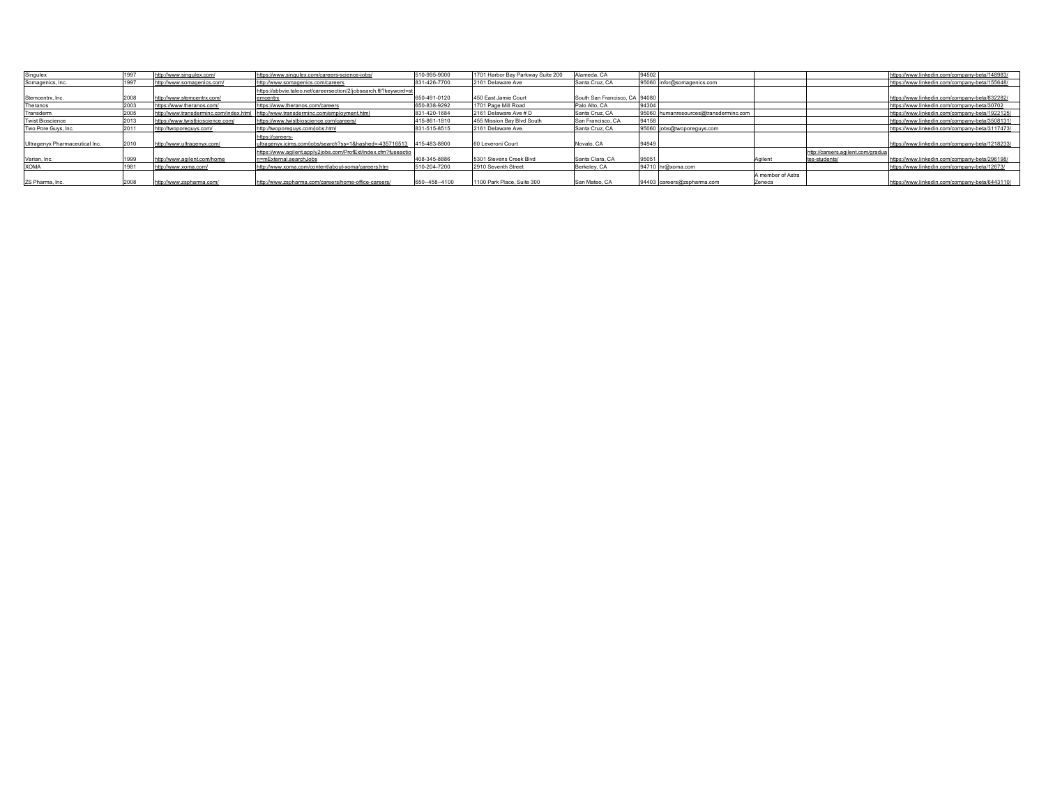| | | | | | | | | | | | | |
|---|---|---|---|---|---|---|---|---|---|---|---|---|
| Singulex | 1997 | http://www.singulex.com/ | https://www.singulex.com/careers-science-jobs/ | 510-995-9000 | 1701 Harbor Bay Parkway Suite 200 | Alameda, CA | 94502 | | | | https://www.linkedin.com/company-beta/148983/ |
| Somagenics, Inc. | 1997 | http://www.somagenics.com/ | http://www.somagenics.com/careers | 831-426-7700 | 2161 Delaware Ave | Santa Cruz, CA | 95060 | infor@somagenics.com | | | https://www.linkedin.com/company-beta/155648/ |
| Stemcentrx, Inc. | 2008 | http://www.stemcentrx.com/ | https://abbvie.taleo.net/careersection/2/jobsearch.ftl?keyword=stemcentrx | 650-491-0120 | 450 East Jamie Court | South San Francisco, CA | 94080 | | | | https://www.linkedin.com/company-beta/832282/ |
| Theranos | 2003 | https://www.theranos.com/ | https://www.theranos.com/careers | 650-838-9292 | 1701 Page Mill Road | Palo Alto, CA | 94304 | | | | https://www.linkedin.com/company-beta/30702 |
| Transderm | 2005 | http://www.transderminc.com/index.html | http://www.transderminc.com/employment.html | 831-420-1684 | 2161 Delaware Ave # D | Santa Cruz, CA | 95060 | humanresources@transderminc.com | | | https://www.linkedin.com/company-beta/1922125/ |
| Twist Bioscience | 2013 | https://www.twistbioscience.com/ | https://www.twistbioscience.com/careers/ | 415-861-1810 | 455 Mission Bay Blvd South | San Francisco, CA | 94158 | | | | https://www.linkedin.com/company-beta/3508131/ |
| Two Pore Guys, Inc. | 2011 | http://twoporeguys.com/ | http://twoporeguys.com/jobs.html | 831-515-8515 | 2161 Delaware Ave. | Santa Cruz, CA | 95060 | jobs@twoporeguys.com | | | https://www.linkedin.com/company-beta/3117473/ |
| Ultragenyx Pharmaceutical Inc. | 2010 | http://www.ultragenyx.com/ | https://careers-ultragenyx.icims.com/jobs/search?ss=1&hashed=-435716513 | 415-483-8800 | 60 Leveroni Court | Novato, CA | 94949 | | | | https://www.linkedin.com/company-beta/1218233/ |
| Varian, Inc. | 1999 | http://www.agilent.com/home | https://www.agilent.apply2jobs.com/ProfExt/index.cfm?fuseaction=mExternal.searchJobs | 408-345-8886 | 5301 Stevens Creek Blvd | Santa Clara, CA | 95051 | | Agilent | http://careers.agilent.com/graduates-students/ | https://www.linkedin.com/company-beta/296198/ |
| XOMA | 1981 | http://www.xoma.com/ | http://www.xoma.com/content/about-xoma/careers.htm | 510-204-7200 | 2910 Seventh Street | Berkeley, CA | 94710 | hr@xoma.com | | | https://www.linkedin.com/company-beta/12673/ |
| ZS Pharma, Inc. | 2008 | http://www.zspharma.com/ | http://www.zspharma.com/careers/home-office-careers/ | 650--458--4100 | 1100 Park Place, Suite 300 | San Mateo, CA | 94403 | careers@zspharma.com | A member of Astra Zeneca | | https://www.linkedin.com/company-beta/6443110/ |